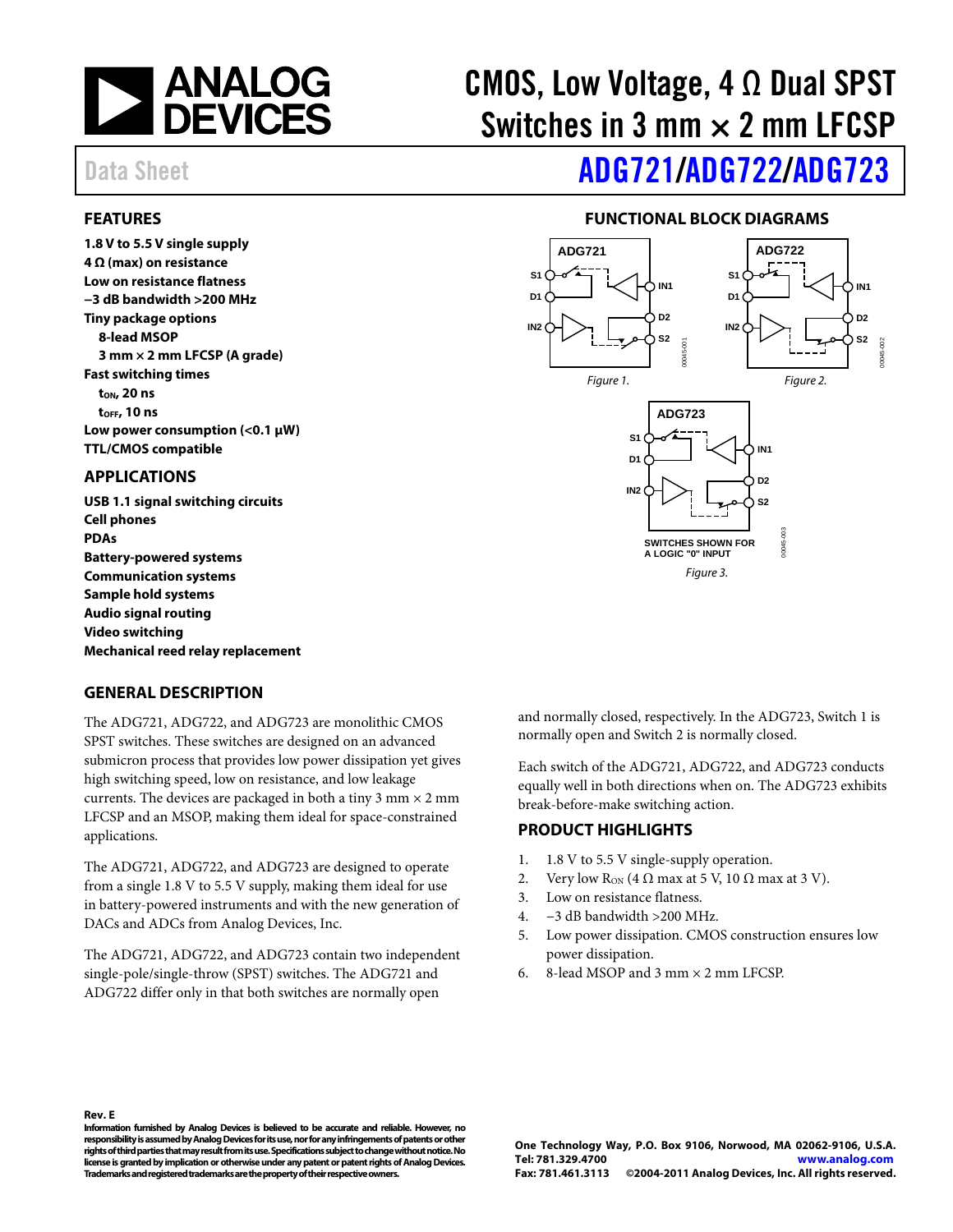# CMOS, Low Voltage, 4 Ω Dual SPST Switches in 3 mm × 2 mm LFCSP

Data Sheet

# ADG721/ADG722/ADG723

## FEATURES

**1.8 V to 5.5 V single supply**
**4 Ω (max) on resistance**
**Low on resistance flatness**
**−3 dB bandwidth >200 MHz**
**Tiny package options**
  **8-lead MSOP**
  **3 mm × 2 mm LFCSP (A grade)**
**Fast switching times**
  **$t_{ON}$, 20 ns**
  **$t_{OFF}$, 10 ns**
**Low power consumption (<0.1 μW)**
**TTL/CMOS compatible**

## APPLICATIONS

**USB 1.1 signal switching circuits**
**Cell phones**
**PDAs**
**Battery-powered systems**
**Communication systems**
**Sample hold systems**
**Audio signal routing**
**Video switching**
**Mechanical reed relay replacement**

## FUNCTIONAL BLOCK DIAGRAMS

*Figure 1.*

*Figure 2.*

SWITCHES SHOWN FOR A LOGIC "0" INPUT

*Figure 3.*

## GENERAL DESCRIPTION

The ADG721, ADG722, and ADG723 are monolithic CMOS SPST switches. These switches are designed on an advanced submicron process that provides low power dissipation yet gives high switching speed, low on resistance, and low leakage currents. The devices are packaged in both a tiny 3 mm × 2 mm LFCSP and an MSOP, making them ideal for space-constrained applications.

The ADG721, ADG722, and ADG723 are designed to operate from a single 1.8 V to 5.5 V supply, making them ideal for use in battery-powered instruments and with the new generation of DACs and ADCs from Analog Devices, Inc.

The ADG721, ADG722, and ADG723 contain two independent single-pole/single-throw (SPST) switches. The ADG721 and ADG722 differ only in that both switches are normally open and normally closed, respectively. In the ADG723, Switch 1 is normally open and Switch 2 is normally closed.

Each switch of the ADG721, ADG722, and ADG723 conducts equally well in both directions when on. The ADG723 exhibits break-before-make switching action.

## PRODUCT HIGHLIGHTS

1. 1.8 V to 5.5 V single-supply operation.
2. Very low $R_{ON}$ (4 Ω max at 5 V, 10 Ω max at 3 V).
3. Low on resistance flatness.
4. −3 dB bandwidth >200 MHz.
5. Low power dissipation. CMOS construction ensures low power dissipation.
6. 8-lead MSOP and 3 mm × 2 mm LFCSP.

**Rev. E**

**Information furnished by Analog Devices is believed to be accurate and reliable. However, no responsibility is assumed by Analog Devices for its use, nor for any infringements of patents or other rights of third parties that may result from its use. Specifications subject to change without notice. No license is granted by implication or otherwise under any patent or patent rights of Analog Devices. Trademarks and registered trademarks are the property of their respective owners.**

**One Technology Way, P.O. Box 9106, Norwood, MA 02062-9106, U.S.A.**
**Tel: 781.329.4700 www.analog.com**
**Fax: 781.461.3113 ©2004-2011 Analog Devices, Inc. All rights reserved.**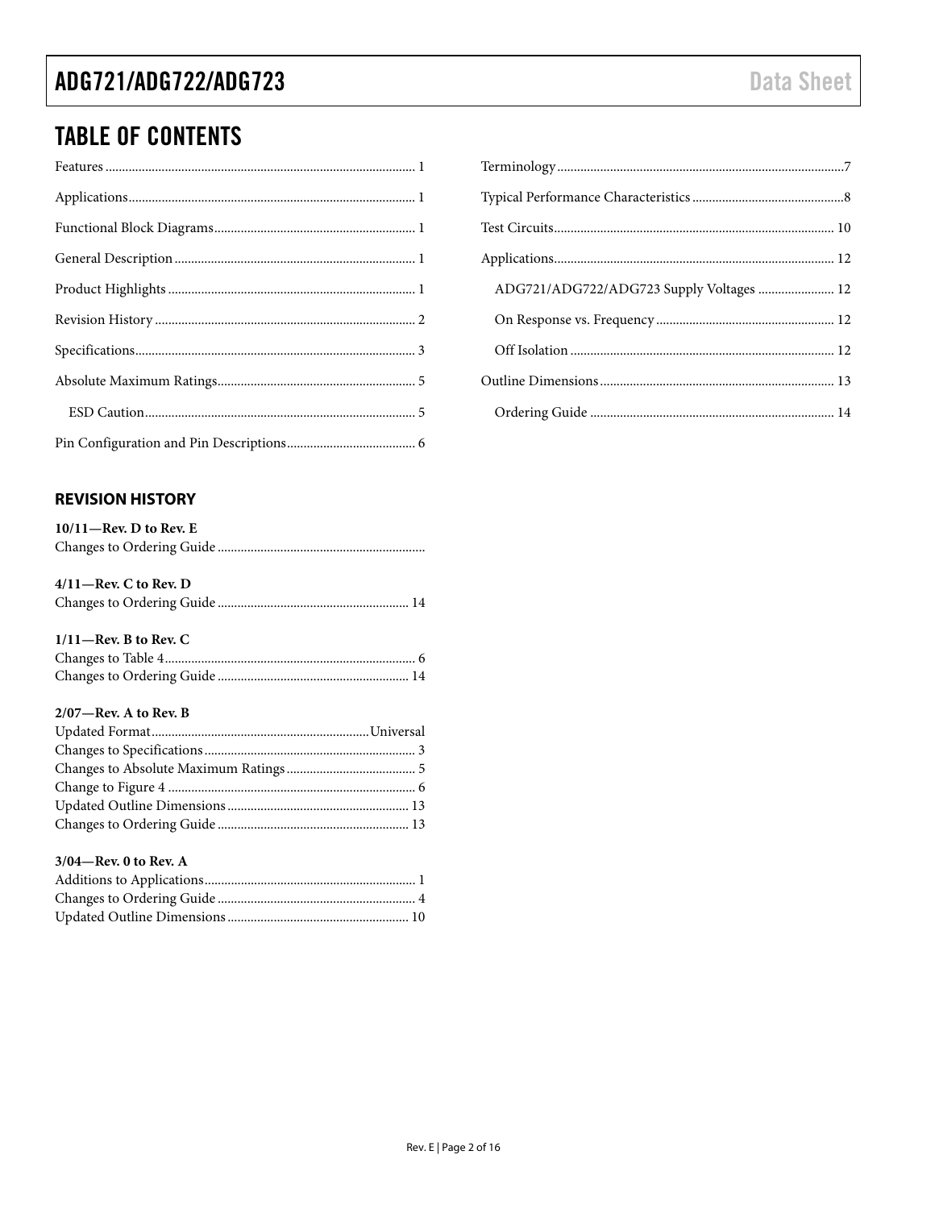## TABLE OF CONTENTS

Features ... 1
Applications ... 1
Functional Block Diagrams ... 1
General Description ... 1
Product Highlights ... 1
Revision History ... 2
Specifications ... 3
Absolute Maximum Ratings ... 5
  ESD Caution ... 5
Pin Configuration and Pin Descriptions ... 6
Terminology ... 7
Typical Performance Characteristics ... 8
Test Circuits ... 10
Applications ... 12
  ADG721/ADG722/ADG723 Supply Voltages ... 12
  On Response vs. Frequency ... 12
  Off Isolation ... 12
Outline Dimensions ... 13
  Ordering Guide ... 14

### REVISION HISTORY

**10/11—Rev. D to Rev. E**

Changes to Ordering Guide ...

**4/11—Rev. C to Rev. D**

Changes to Ordering Guide ... 14

**1/11—Rev. B to Rev. C**

Changes to Table 4 ... 6
Changes to Ordering Guide ... 14

**2/07—Rev. A to Rev. B**

Updated Format ... Universal
Changes to Specifications ... 3
Changes to Absolute Maximum Ratings ... 5
Change to Figure 4 ... 6
Updated Outline Dimensions ... 13
Changes to Ordering Guide ... 13

**3/04—Rev. 0 to Rev. A**

Additions to Applications ... 1
Changes to Ordering Guide ... 4
Updated Outline Dimensions ... 10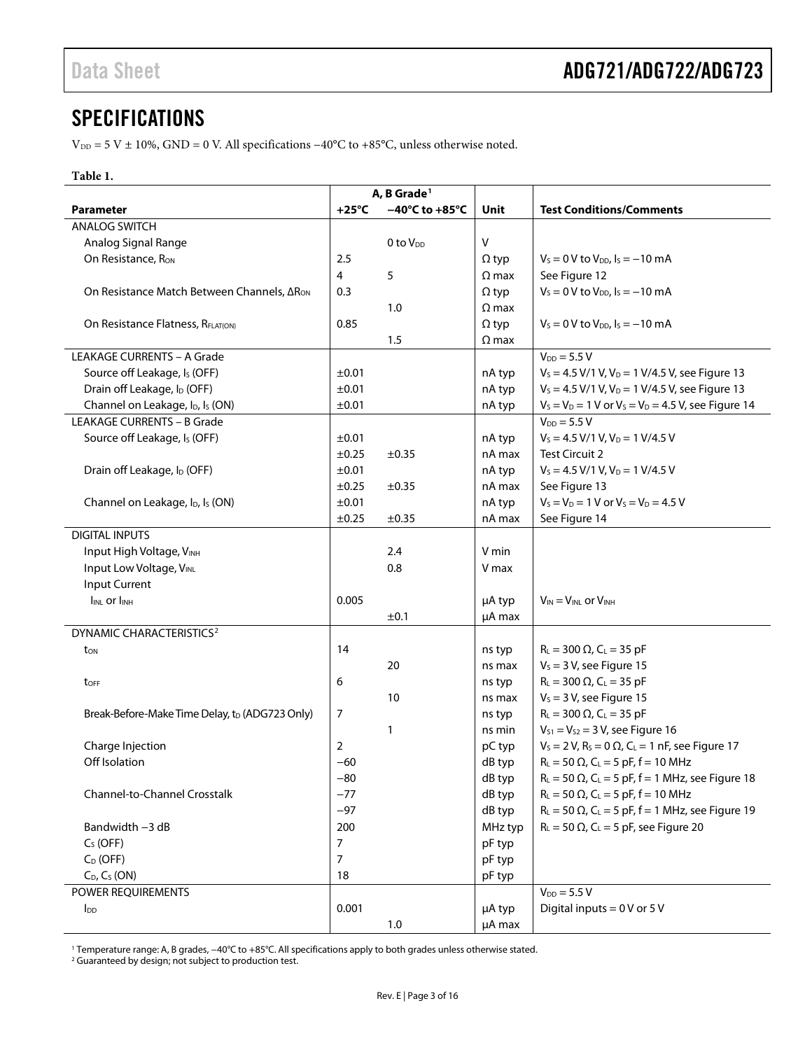## SPECIFICATIONS

$V_{DD}$ = 5 V ± 10%, GND = 0 V. All specifications −40°C to +85°C, unless otherwise noted.

**Table 1.**

| Parameter | A, B Grade[1] +25°C | A, B Grade[1] −40°C to +85°C | Unit | Test Conditions/Comments |
|---|---|---|---|---|
| ANALOG SWITCH | | | | |
| Analog Signal Range | | 0 to $V_{DD}$ | V | |
| On Resistance, $R_{ON}$ | 2.5 | | Ω typ | $V_S$ = 0 V to $V_{DD}$, $I_S$ = −10 mA |
| | 4 | 5 | Ω max | See Figure 12 |
| On Resistance Match Between Channels, $\Delta R_{ON}$ | 0.3 | | Ω typ | $V_S$ = 0 V to $V_{DD}$, $I_S$ = −10 mA |
| | | 1.0 | Ω max | |
| On Resistance Flatness, $R_{FLAT(ON)}$ | 0.85 | | Ω typ | $V_S$ = 0 V to $V_{DD}$, $I_S$ = −10 mA |
| | | 1.5 | Ω max | |
| LEAKAGE CURRENTS – A Grade | | | | $V_{DD}$ = 5.5 V |
| Source off Leakage, $I_S$ (OFF) | ±0.01 | | nA typ | $V_S$ = 4.5 V/1 V, $V_D$ = 1 V/4.5 V, see Figure 13 |
| Drain off Leakage, $I_D$ (OFF) | ±0.01 | | nA typ | $V_S$ = 4.5 V/1 V, $V_D$ = 1 V/4.5 V, see Figure 13 |
| Channel on Leakage, $I_D$, $I_S$ (ON) | ±0.01 | | nA typ | $V_S$ = $V_D$ = 1 V or $V_S$ = $V_D$ = 4.5 V, see Figure 14 |
| LEAKAGE CURRENTS – B Grade | | | | $V_{DD}$ = 5.5 V |
| Source off Leakage, $I_S$ (OFF) | ±0.01 | | nA typ | $V_S$ = 4.5 V/1 V, $V_D$ = 1 V/4.5 V |
| | ±0.25 | ±0.35 | nA max | Test Circuit 2 |
| Drain off Leakage, $I_D$ (OFF) | ±0.01 | | nA typ | $V_S$ = 4.5 V/1 V, $V_D$ = 1 V/4.5 V |
| | ±0.25 | ±0.35 | nA max | See Figure 13 |
| Channel on Leakage, $I_D$, $I_S$ (ON) | ±0.01 | | nA typ | $V_S$ = $V_D$ = 1 V or $V_S$ = $V_D$ = 4.5 V |
| | ±0.25 | ±0.35 | nA max | See Figure 14 |
| DIGITAL INPUTS | | | | |
| Input High Voltage, $V_{INH}$ | | 2.4 | V min | |
| Input Low Voltage, $V_{INL}$ | | 0.8 | V max | |
| Input Current | | | | |
| $I_{INL}$ or $I_{INH}$ | 0.005 | | µA typ | $V_{IN}$ = $V_{INL}$ or $V_{INH}$ |
| | | ±0.1 | µA max | |
| DYNAMIC CHARACTERISTICS[2] | | | | |
| $t_{ON}$ | 14 | | ns typ | $R_L$ = 300 Ω, $C_L$ = 35 pF |
| | | 20 | ns max | $V_S$ = 3 V, see Figure 15 |
| $t_{OFF}$ | 6 | | ns typ | $R_L$ = 300 Ω, $C_L$ = 35 pF |
| | | 10 | ns max | $V_S$ = 3 V, see Figure 15 |
| Break-Before-Make Time Delay, $t_D$ (ADG723 Only) | 7 | | ns typ | $R_L$ = 300 Ω, $C_L$ = 35 pF |
| | | 1 | ns min | $V_{S1}$ = $V_{S2}$ = 3 V, see Figure 16 |
| Charge Injection | 2 | | pC typ | $V_S$ = 2 V, $R_S$ = 0 Ω, $C_L$ = 1 nF, see Figure 17 |
| Off Isolation | −60 | | dB typ | $R_L$ = 50 Ω, $C_L$ = 5 pF, f = 10 MHz |
| | −80 | | dB typ | $R_L$ = 50 Ω, $C_L$ = 5 pF, f = 1 MHz, see Figure 18 |
| Channel-to-Channel Crosstalk | −77 | | dB typ | $R_L$ = 50 Ω, $C_L$ = 5 pF, f = 10 MHz |
| | −97 | | dB typ | $R_L$ = 50 Ω, $C_L$ = 5 pF, f = 1 MHz, see Figure 19 |
| Bandwidth −3 dB | 200 | | MHz typ | $R_L$ = 50 Ω, $C_L$ = 5 pF, see Figure 20 |
| $C_S$ (OFF) | 7 | | pF typ | |
| $C_D$ (OFF) | 7 | | pF typ | |
| $C_D$, $C_S$ (ON) | 18 | | pF typ | |
| POWER REQUIREMENTS | | | | $V_{DD}$ = 5.5 V |
| $I_{DD}$ | 0.001 | | µA typ | Digital inputs = 0 V or 5 V |
| | | 1.0 | µA max | |

[1] Temperature range: A, B grades, −40°C to +85°C. All specifications apply to both grades unless otherwise stated.
[2] Guaranteed by design; not subject to production test.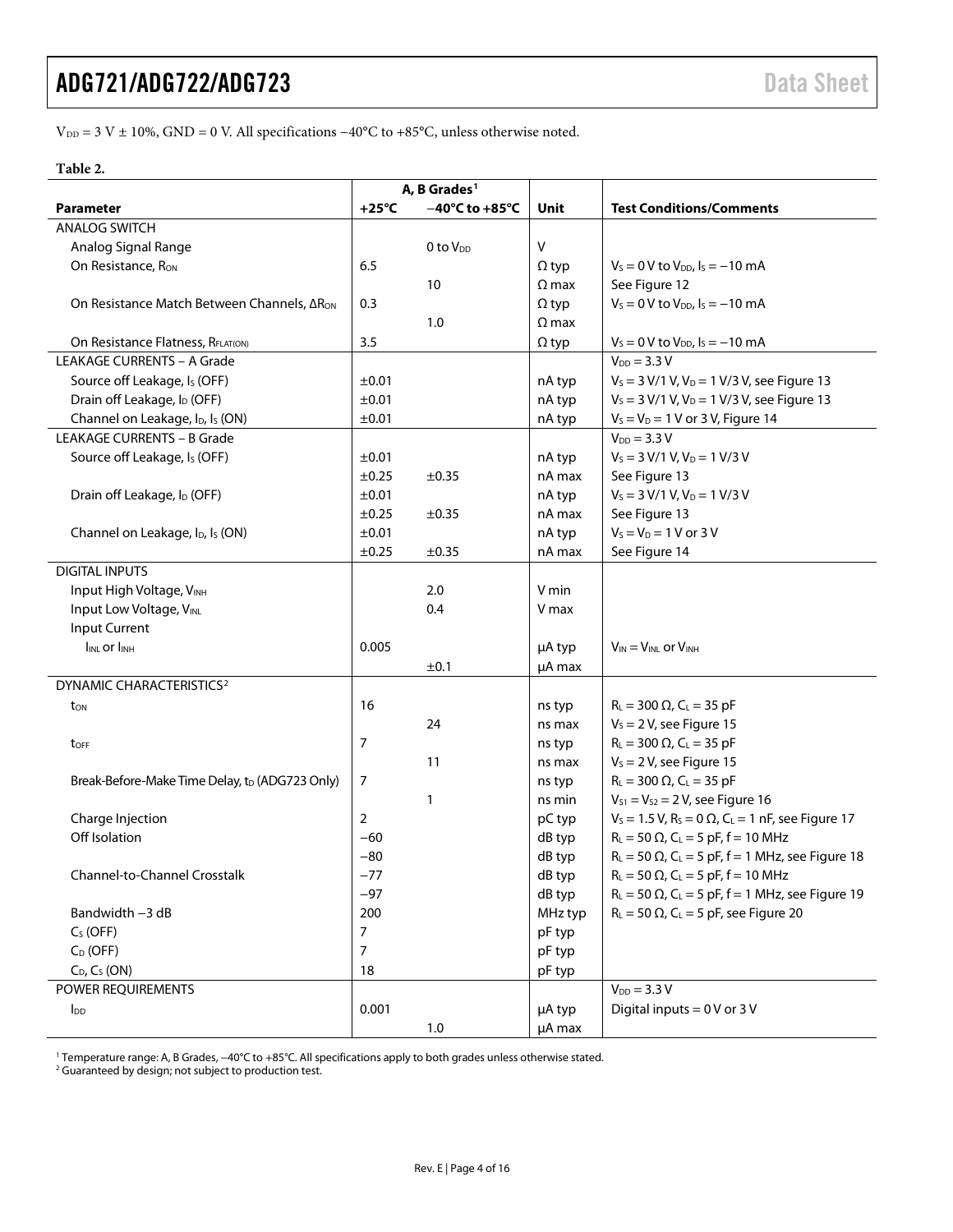$V_{DD}$ = 3 V ± 10%, GND = 0 V. All specifications −40°C to +85°C, unless otherwise noted.

**Table 2.**

| Parameter | A, B Grades[1] +25°C | A, B Grades[1] −40°C to +85°C | Unit | Test Conditions/Comments |
|---|---|---|---|---|
| ANALOG SWITCH | | | | |
| Analog Signal Range | | 0 to $V_{DD}$ | V | |
| On Resistance, $R_{ON}$ | 6.5 | | Ω typ | $V_S$ = 0 V to $V_{DD}$, $I_S$ = −10 mA |
| | | 10 | Ω max | See Figure 12 |
| On Resistance Match Between Channels, $\Delta R_{ON}$ | 0.3 | | Ω typ | $V_S$ = 0 V to $V_{DD}$, $I_S$ = −10 mA |
| | | 1.0 | Ω max | |
| On Resistance Flatness, $R_{FLAT(ON)}$ | 3.5 | | Ω typ | $V_S$ = 0 V to $V_{DD}$, $I_S$ = −10 mA |
| LEAKAGE CURRENTS – A Grade | | | | $V_{DD}$ = 3.3 V |
| Source off Leakage, $I_S$ (OFF) | ±0.01 | | nA typ | $V_S$ = 3 V/1 V, $V_D$ = 1 V/3 V, see Figure 13 |
| Drain off Leakage, $I_D$ (OFF) | ±0.01 | | nA typ | $V_S$ = 3 V/1 V, $V_D$ = 1 V/3 V, see Figure 13 |
| Channel on Leakage, $I_D$, $I_S$ (ON) | ±0.01 | | nA typ | $V_S$ = $V_D$ = 1 V or 3 V, Figure 14 |
| LEAKAGE CURRENTS – B Grade | | | | $V_{DD}$ = 3.3 V |
| Source off Leakage, $I_S$ (OFF) | ±0.01 | | nA typ | $V_S$ = 3 V/1 V, $V_D$ = 1 V/3 V |
| | ±0.25 | ±0.35 | nA max | See Figure 13 |
| Drain off Leakage, $I_D$ (OFF) | ±0.01 | | nA typ | $V_S$ = 3 V/1 V, $V_D$ = 1 V/3 V |
| | ±0.25 | ±0.35 | nA max | See Figure 13 |
| Channel on Leakage, $I_D$, $I_S$ (ON) | ±0.01 | | nA typ | $V_S$ = $V_D$ = 1 V or 3 V |
| | ±0.25 | ±0.35 | nA max | See Figure 14 |
| DIGITAL INPUTS | | | | |
| Input High Voltage, $V_{INH}$ | | 2.0 | V min | |
| Input Low Voltage, $V_{INL}$ | | 0.4 | V max | |
| Input Current | | | | |
| $I_{INL}$ or $I_{INH}$ | 0.005 | | μA typ | $V_{IN}$ = $V_{INL}$ or $V_{INH}$ |
| | | ±0.1 | μA max | |
| DYNAMIC CHARACTERISTICS[2] | | | | |
| $t_{ON}$ | 16 | | ns typ | $R_L$ = 300 Ω, $C_L$ = 35 pF |
| | | 24 | ns max | $V_S$ = 2 V, see Figure 15 |
| $t_{OFF}$ | 7 | | ns typ | $R_L$ = 300 Ω, $C_L$ = 35 pF |
| | | 11 | ns max | $V_S$ = 2 V, see Figure 15 |
| Break-Before-Make Time Delay, $t_D$ (ADG723 Only) | 7 | | ns typ | $R_L$ = 300 Ω, $C_L$ = 35 pF |
| | | 1 | ns min | $V_{S1}$ = $V_{S2}$ = 2 V, see Figure 16 |
| Charge Injection | 2 | | pC typ | $V_S$ = 1.5 V, $R_S$ = 0 Ω, $C_L$ = 1 nF, see Figure 17 |
| Off Isolation | −60 | | dB typ | $R_L$ = 50 Ω, $C_L$ = 5 pF, f = 10 MHz |
| | −80 | | dB typ | $R_L$ = 50 Ω, $C_L$ = 5 pF, f = 1 MHz, see Figure 18 |
| Channel-to-Channel Crosstalk | −77 | | dB typ | $R_L$ = 50 Ω, $C_L$ = 5 pF, f = 10 MHz |
| | −97 | | dB typ | $R_L$ = 50 Ω, $C_L$ = 5 pF, f = 1 MHz, see Figure 19 |
| Bandwidth −3 dB | 200 | | MHz typ | $R_L$ = 50 Ω, $C_L$ = 5 pF, see Figure 20 |
| $C_S$ (OFF) | 7 | | pF typ | |
| $C_D$ (OFF) | 7 | | pF typ | |
| $C_D$, $C_S$ (ON) | 18 | | pF typ | |
| POWER REQUIREMENTS | | | | $V_{DD}$ = 3.3 V |
| $I_{DD}$ | 0.001 | | μA typ | Digital inputs = 0 V or 3 V |
| | | 1.0 | μA max | |

[1] Temperature range: A, B Grades, −40°C to +85°C. All specifications apply to both grades unless otherwise stated.
[2] Guaranteed by design; not subject to production test.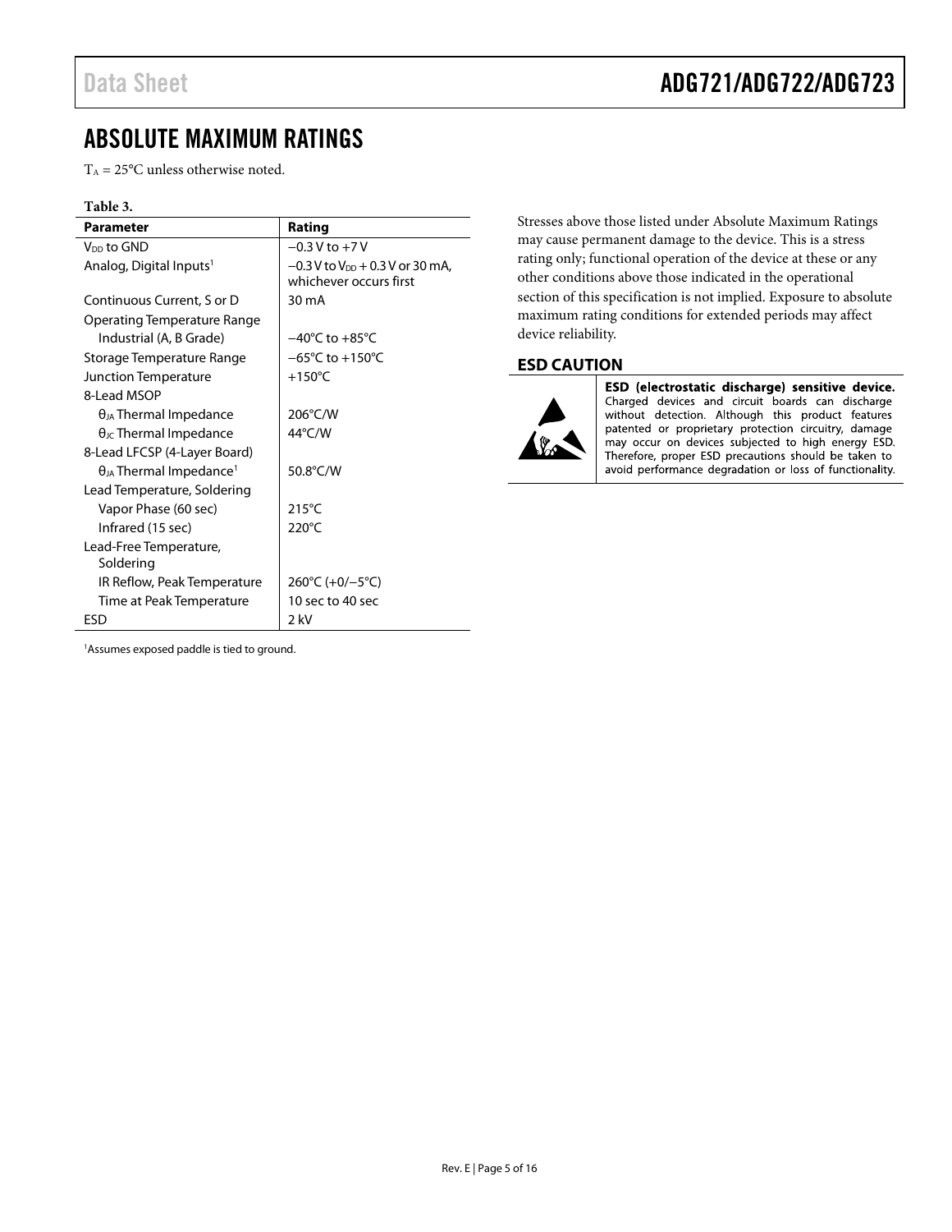## ABSOLUTE MAXIMUM RATINGS

$T_A$ = 25°C unless otherwise noted.

**Table 3.**

| Parameter | Rating |
|---|---|
| $V_{DD}$ to GND | −0.3 V to +7 V |
| Analog, Digital Inputs[1] | −0.3 V to $V_{DD}$ + 0.3 V or 30 mA, whichever occurs first |
| Continuous Current, S or D | 30 mA |
| Operating Temperature Range | |
| Industrial (A, B Grade) | −40°C to +85°C |
| Storage Temperature Range | −65°C to +150°C |
| Junction Temperature | +150°C |
| 8-Lead MSOP | |
| $\theta_{JA}$ Thermal Impedance | 206°C/W |
| $\theta_{JC}$ Thermal Impedance | 44°C/W |
| 8-Lead LFCSP (4-Layer Board) | |
| $\theta_{JA}$ Thermal Impedance[1] | 50.8°C/W |
| Lead Temperature, Soldering | |
| Vapor Phase (60 sec) | 215°C |
| Infrared (15 sec) | 220°C |
| Lead-Free Temperature, Soldering | |
| IR Reflow, Peak Temperature | 260°C (+0/−5°C) |
| Time at Peak Temperature | 10 sec to 40 sec |
| ESD | 2 kV |

[1] Assumes exposed paddle is tied to ground.

Stresses above those listed under Absolute Maximum Ratings may cause permanent damage to the device. This is a stress rating only; functional operation of the device at these or any other conditions above those indicated in the operational section of this specification is not implied. Exposure to absolute maximum rating conditions for extended periods may affect device reliability.

### ESD CAUTION

**ESD (electrostatic discharge) sensitive device.** Charged devices and circuit boards can discharge without detection. Although this product features patented or proprietary protection circuitry, damage may occur on devices subjected to high energy ESD. Therefore, proper ESD precautions should be taken to avoid performance degradation or loss of functionality.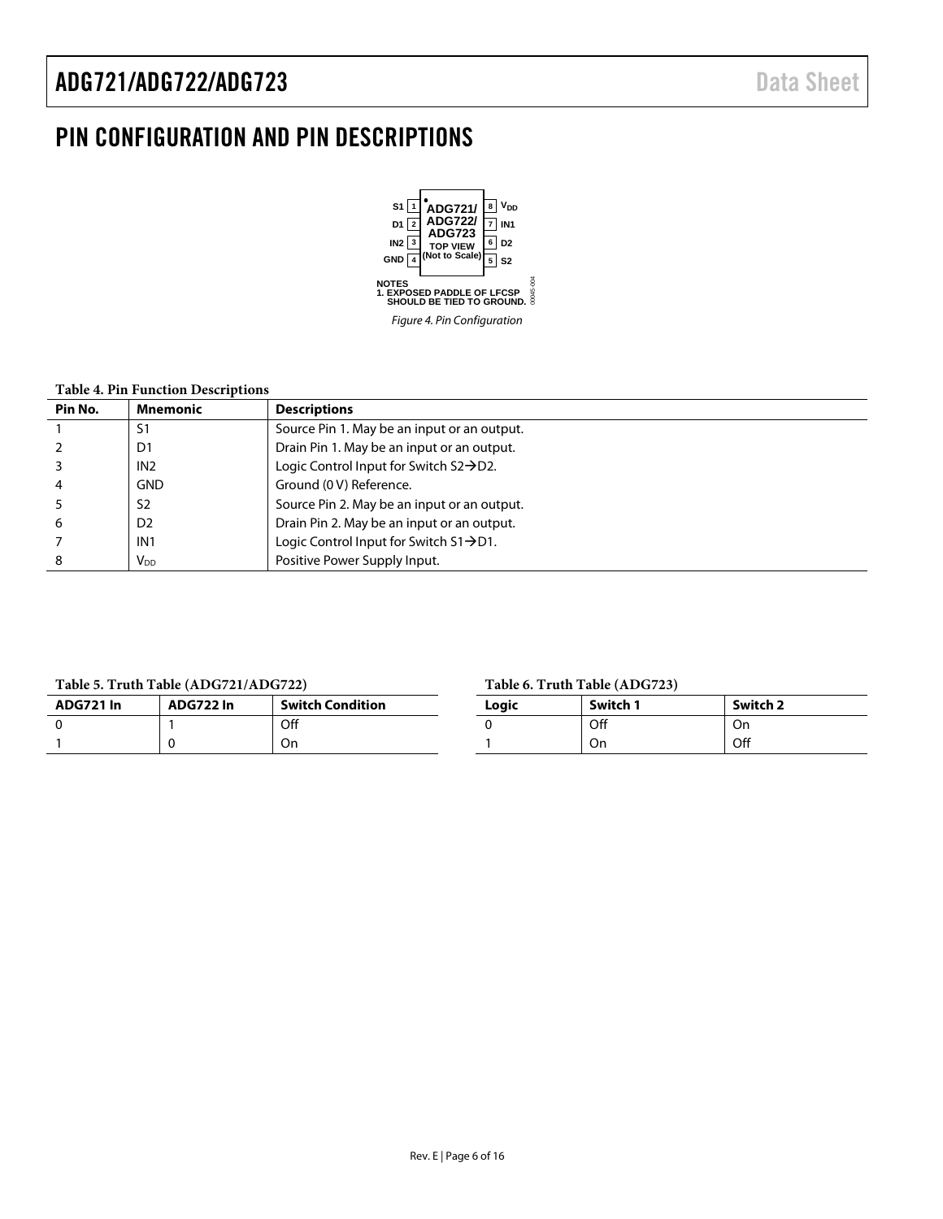# PIN CONFIGURATION AND PIN DESCRIPTIONS

S1 1 | 8 $V_{DD}$
D1 2 | 7 IN1
IN2 3 | 6 D2
GND 4 | 5 S2

ADG721/ ADG722/ ADG723 TOP VIEW (Not to Scale)

NOTES
1. EXPOSED PADDLE OF LFCSP SHOULD BE TIED TO GROUND.

*Figure 4. Pin Configuration*

**Table 4. Pin Function Descriptions**

| Pin No. | Mnemonic | Descriptions |
|---|---|---|
| 1 | S1 | Source Pin 1. May be an input or an output. |
| 2 | D1 | Drain Pin 1. May be an input or an output. |
| 3 | IN2 | Logic Control Input for Switch S2→D2. |
| 4 | GND | Ground (0 V) Reference. |
| 5 | S2 | Source Pin 2. May be an input or an output. |
| 6 | D2 | Drain Pin 2. May be an input or an output. |
| 7 | IN1 | Logic Control Input for Switch S1→D1. |
| 8 | $V_{DD}$ | Positive Power Supply Input. |

**Table 5. Truth Table (ADG721/ADG722)**

| ADG721 In | ADG722 In | Switch Condition |
|---|---|---|
| 0 | 1 | Off |
| 1 | 0 | On |

**Table 6. Truth Table (ADG723)**

| Logic | Switch 1 | Switch 2 |
|---|---|---|
| 0 | Off | On |
| 1 | On | Off |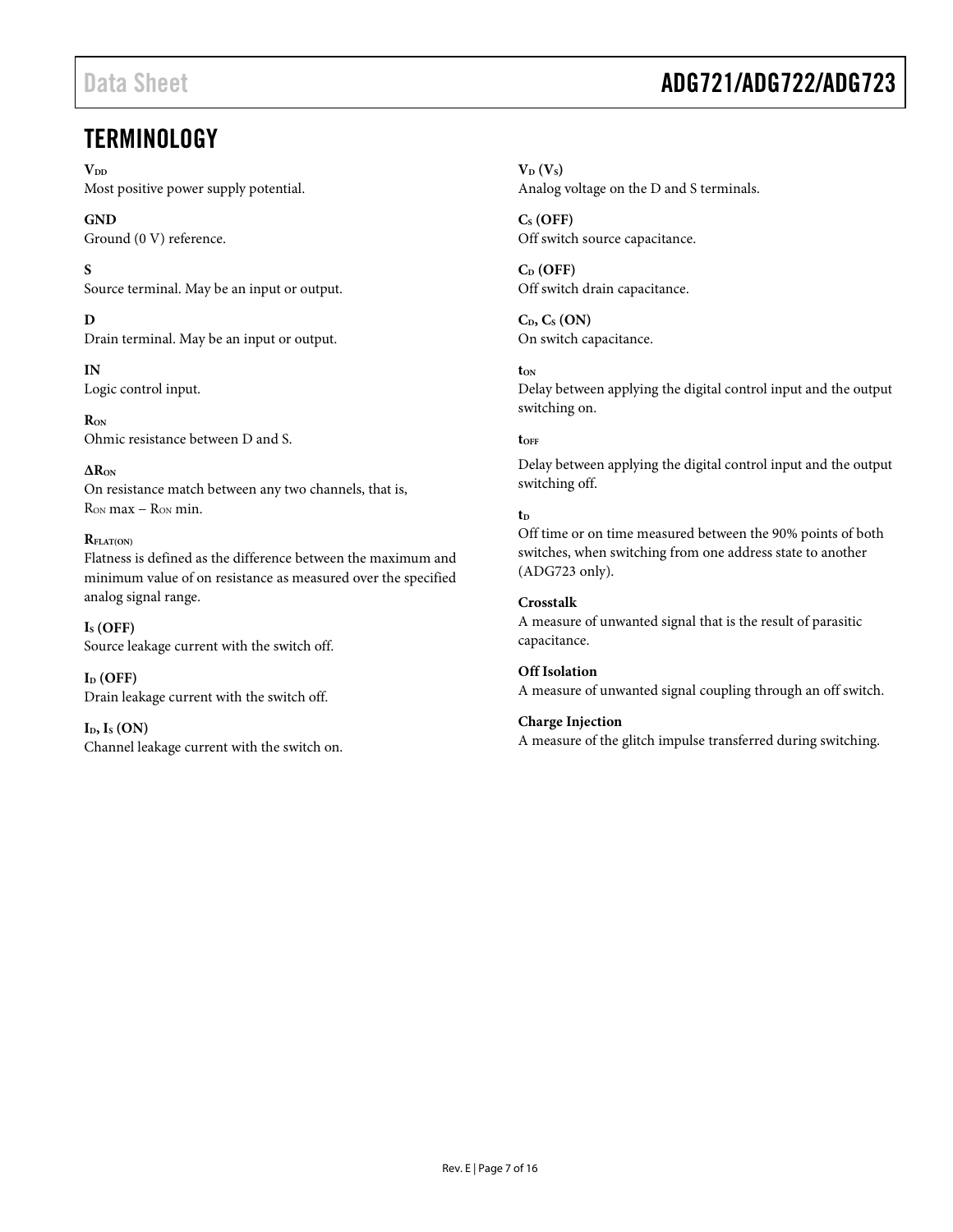## TERMINOLOGY

**$V_{DD}$**
Most positive power supply potential.

**GND**
Ground (0 V) reference.

**S**
Source terminal. May be an input or output.

**D**
Drain terminal. May be an input or output.

**IN**
Logic control input.

**$R_{ON}$**
Ohmic resistance between D and S.

**$\Delta R_{ON}$**
On resistance match between any two channels, that is, $R_{ON}$ max – $R_{ON}$ min.

**$R_{FLAT(ON)}$**
Flatness is defined as the difference between the maximum and minimum value of on resistance as measured over the specified analog signal range.

**$I_S$ (OFF)**
Source leakage current with the switch off.

**$I_D$ (OFF)**
Drain leakage current with the switch off.

**$I_D$, $I_S$ (ON)**
Channel leakage current with the switch on.

**$V_D$ ($V_S$)**
Analog voltage on the D and S terminals.

**$C_S$ (OFF)**
Off switch source capacitance.

**$C_D$ (OFF)**
Off switch drain capacitance.

**$C_D$, $C_S$ (ON)**
On switch capacitance.

**$t_{ON}$**
Delay between applying the digital control input and the output switching on.

**$t_{OFF}$**
Delay between applying the digital control input and the output switching off.

**$t_D$**
Off time or on time measured between the 90% points of both switches, when switching from one address state to another (ADG723 only).

**Crosstalk**
A measure of unwanted signal that is the result of parasitic capacitance.

**Off Isolation**
A measure of unwanted signal coupling through an off switch.

**Charge Injection**
A measure of the glitch impulse transferred during switching.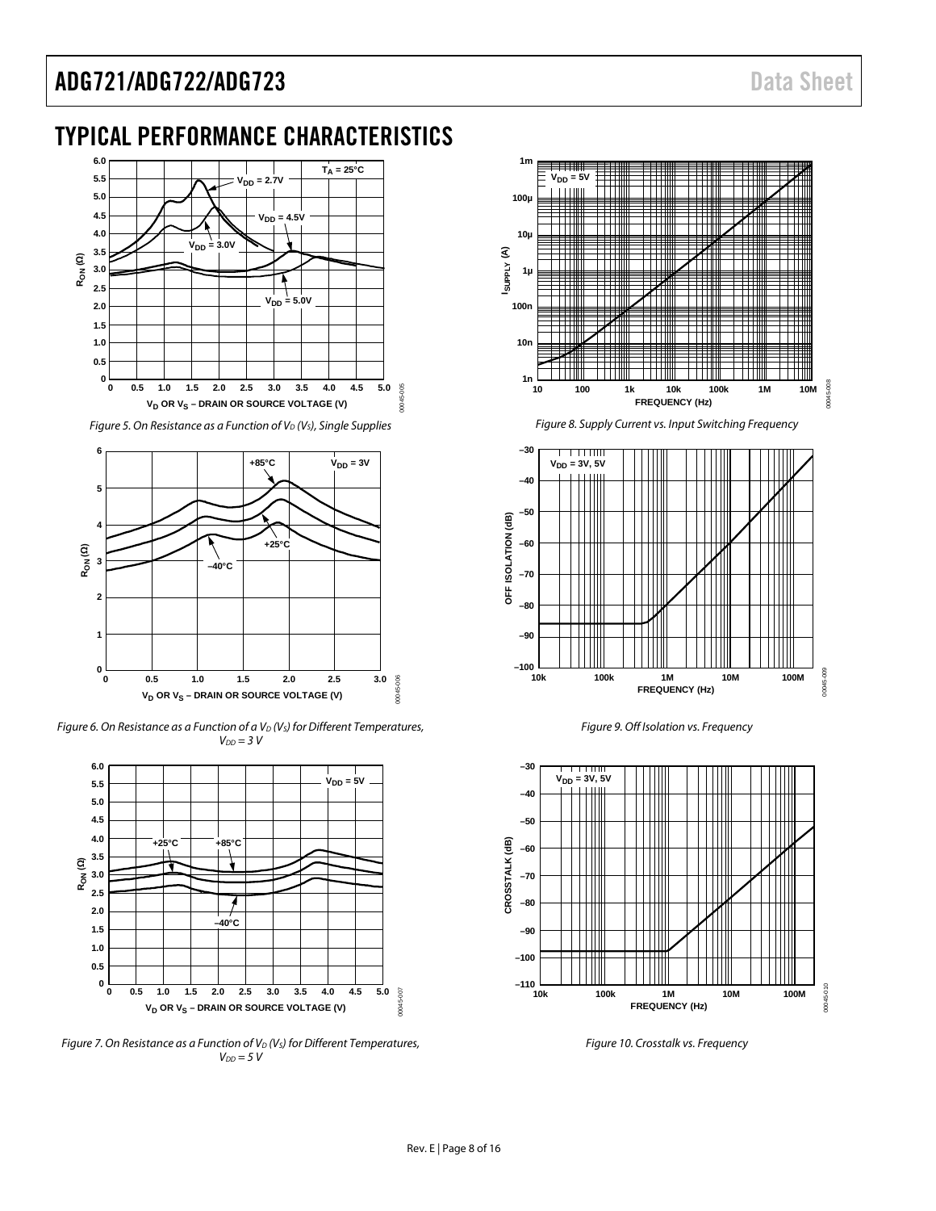## TYPICAL PERFORMANCE CHARACTERISTICS

Figure 5. On Resistance as a Function of $V_D$ ($V_S$), Single Supplies

Figure 6. On Resistance as a Function of a $V_D$ ($V_S$) for Different Temperatures, $V_{DD}$ = 3 V

Figure 7. On Resistance as a Function of $V_D$ ($V_S$) for Different Temperatures, $V_{DD}$ = 5 V

Figure 8. Supply Current vs. Input Switching Frequency

Figure 9. Off Isolation vs. Frequency

Figure 10. Crosstalk vs. Frequency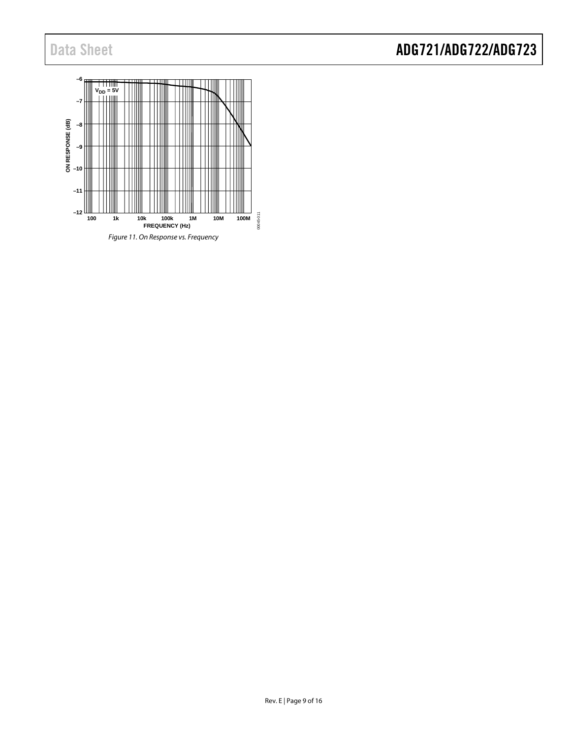Figure 11. On Response vs. Frequency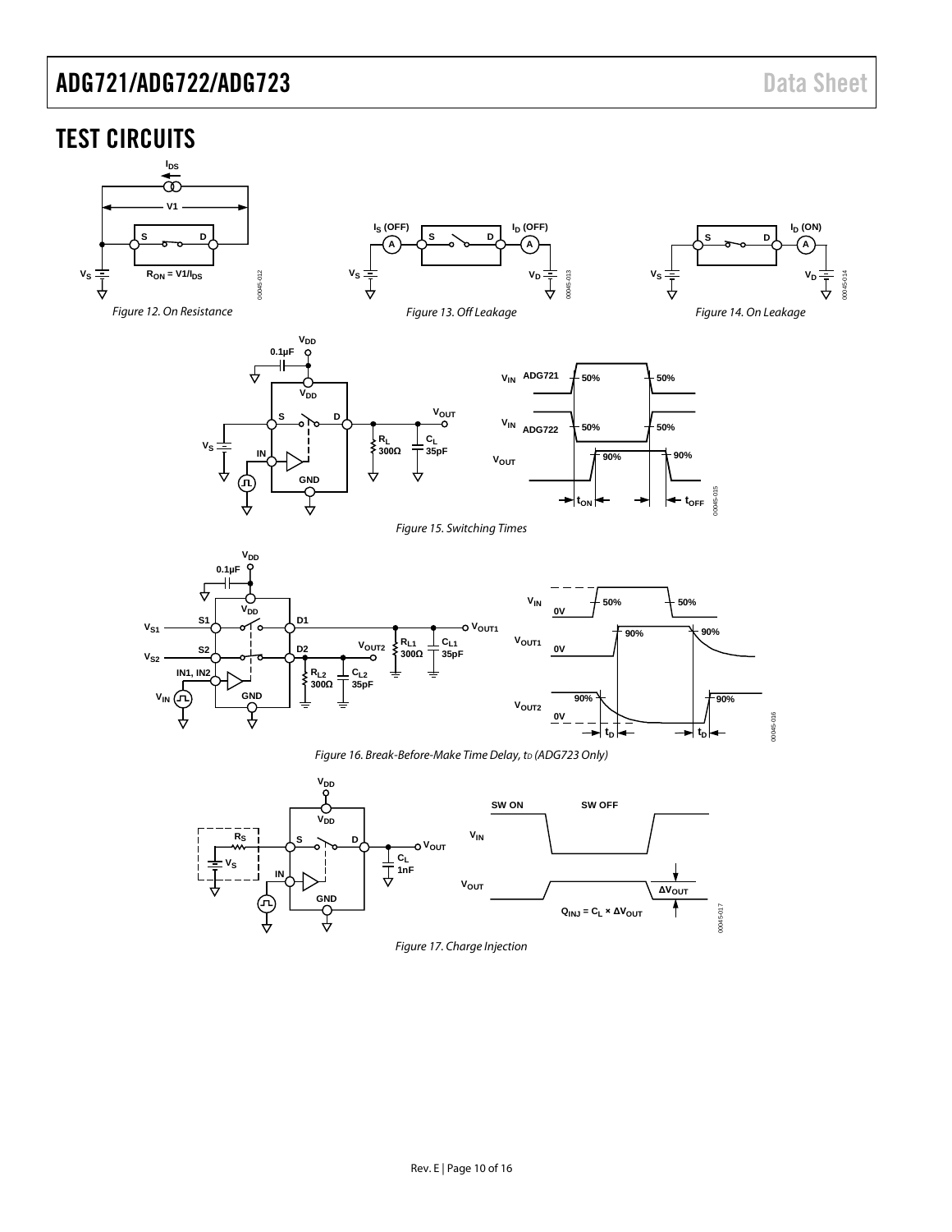# TEST CIRCUITS

Figure 12. On Resistance

Figure 13. Off Leakage

Figure 14. On Leakage

Figure 15. Switching Times

Figure 16. Break-Before-Make Time Delay, $t_D$ (ADG723 Only)

Figure 17. Charge Injection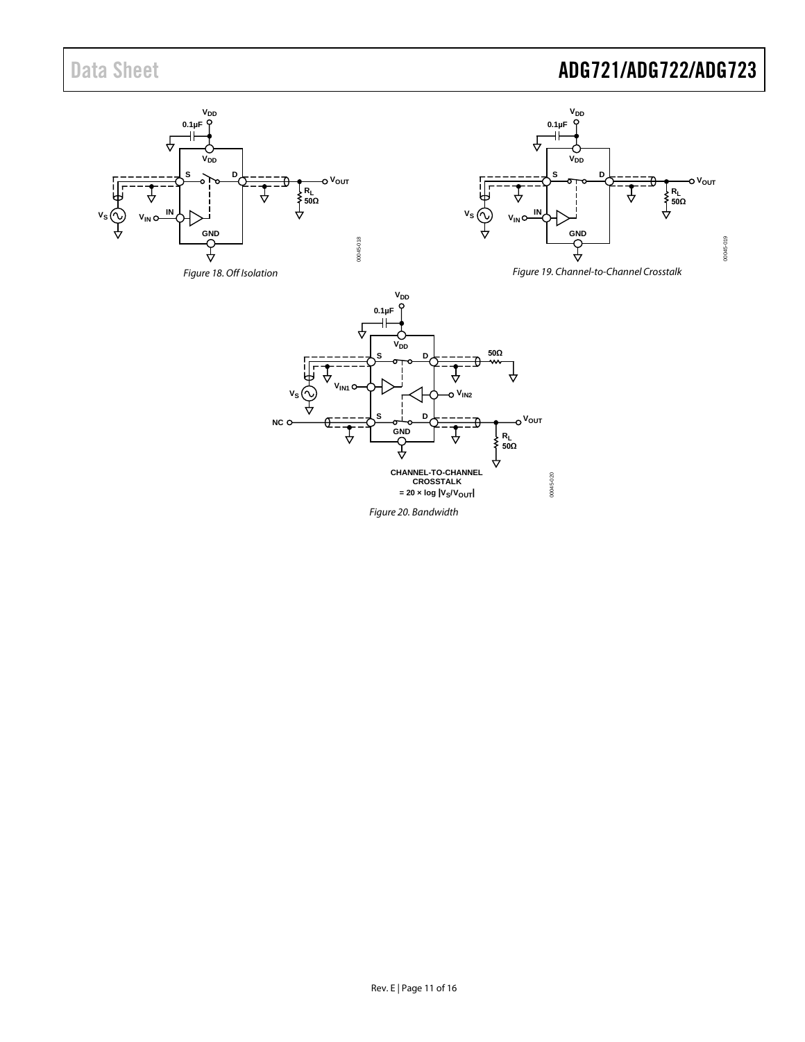Figure 18. Off Isolation

Figure 19. Channel-to-Channel Crosstalk

CHANNEL-TO-CHANNEL CROSSTALK $= 20 \times \log |V_S/V_{OUT}|$

Figure 20. Bandwidth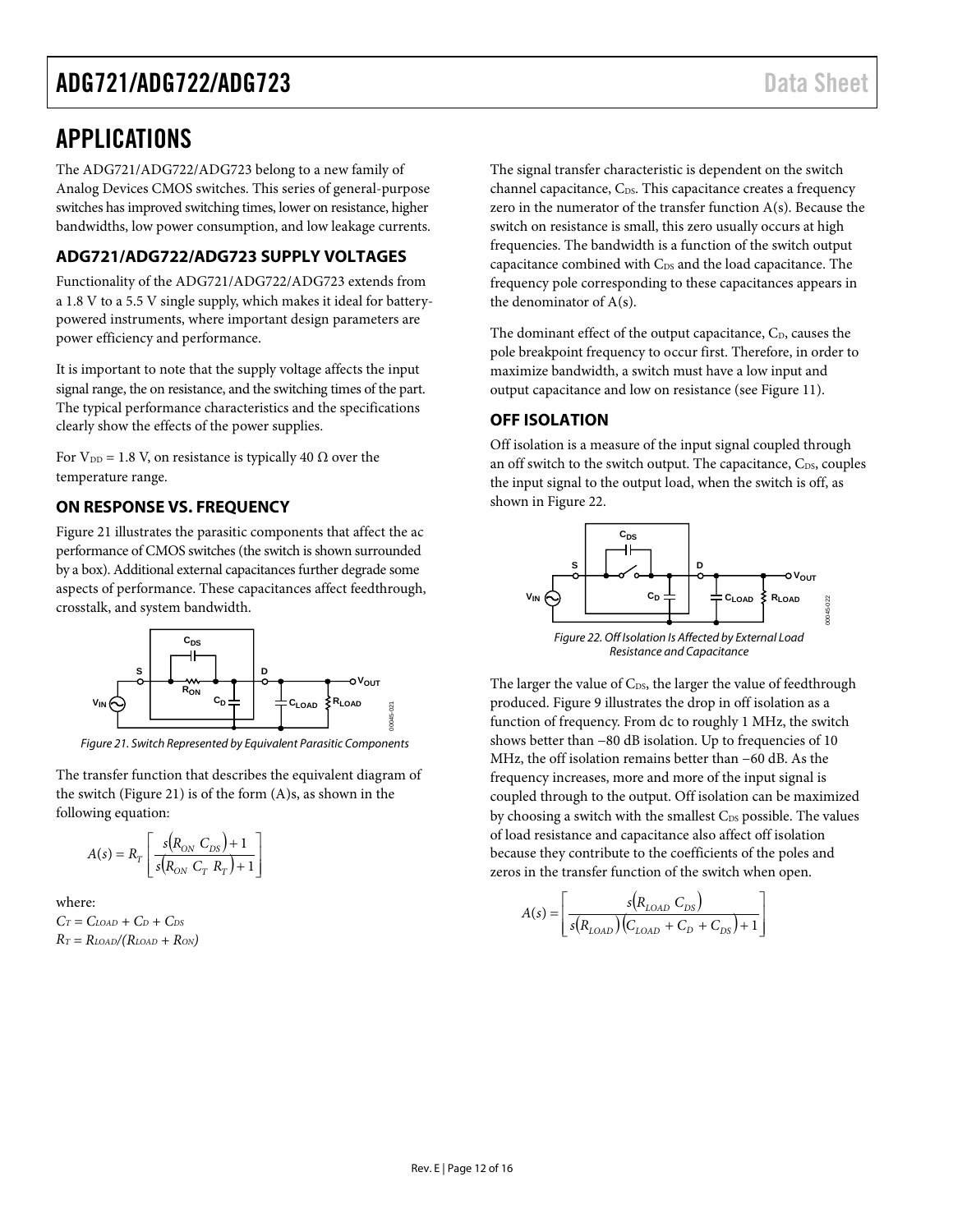## APPLICATIONS

The ADG721/ADG722/ADG723 belong to a new family of Analog Devices CMOS switches. This series of general-purpose switches has improved switching times, lower on resistance, higher bandwidths, low power consumption, and low leakage currents.

### ADG721/ADG722/ADG723 SUPPLY VOLTAGES

Functionality of the ADG721/ADG722/ADG723 extends from a 1.8 V to a 5.5 V single supply, which makes it ideal for battery-powered instruments, where important design parameters are power efficiency and performance.

It is important to note that the supply voltage affects the input signal range, the on resistance, and the switching times of the part. The typical performance characteristics and the specifications clearly show the effects of the power supplies.

For $V_{DD}$ = 1.8 V, on resistance is typically 40 Ω over the temperature range.

### ON RESPONSE VS. FREQUENCY

Figure 21 illustrates the parasitic components that affect the ac performance of CMOS switches (the switch is shown surrounded by a box). Additional external capacitances further degrade some aspects of performance. These capacitances affect feedthrough, crosstalk, and system bandwidth.

*Figure 21. Switch Represented by Equivalent Parasitic Components*

The transfer function that describes the equivalent diagram of the switch (Figure 21) is of the form (A)s, as shown in the following equation:

$$A(s) = R_T \left[ \frac{s(R_{ON}\ C_{DS}) + 1}{s(R_{ON}\ C_T\ R_T) + 1} \right]$$

where:
$C_T = C_{LOAD} + C_D + C_{DS}$
$R_T = R_{LOAD}/(R_{LOAD} + R_{ON})$

The signal transfer characteristic is dependent on the switch channel capacitance, $C_{DS}$. This capacitance creates a frequency zero in the numerator of the transfer function A(s). Because the switch on resistance is small, this zero usually occurs at high frequencies. The bandwidth is a function of the switch output capacitance combined with $C_{DS}$ and the load capacitance. The frequency pole corresponding to these capacitances appears in the denominator of A(s).

The dominant effect of the output capacitance, $C_D$, causes the pole breakpoint frequency to occur first. Therefore, in order to maximize bandwidth, a switch must have a low input and output capacitance and low on resistance (see Figure 11).

### OFF ISOLATION

Off isolation is a measure of the input signal coupled through an off switch to the switch output. The capacitance, $C_{DS}$, couples the input signal to the output load, when the switch is off, as shown in Figure 22.

*Figure 22. Off Isolation Is Affected by External Load Resistance and Capacitance*

The larger the value of $C_{DS}$, the larger the value of feedthrough produced. Figure 9 illustrates the drop in off isolation as a function of frequency. From dc to roughly 1 MHz, the switch shows better than −80 dB isolation. Up to frequencies of 10 MHz, the off isolation remains better than −60 dB. As the frequency increases, more and more of the input signal is coupled through to the output. Off isolation can be maximized by choosing a switch with the smallest $C_{DS}$ possible. The values of load resistance and capacitance also affect off isolation because they contribute to the coefficients of the poles and zeros in the transfer function of the switch when open.

$$A(s) = \left[ \frac{s(R_{LOAD}\ C_{DS})}{s(R_{LOAD})(C_{LOAD} + C_D + C_{DS}) + 1} \right]$$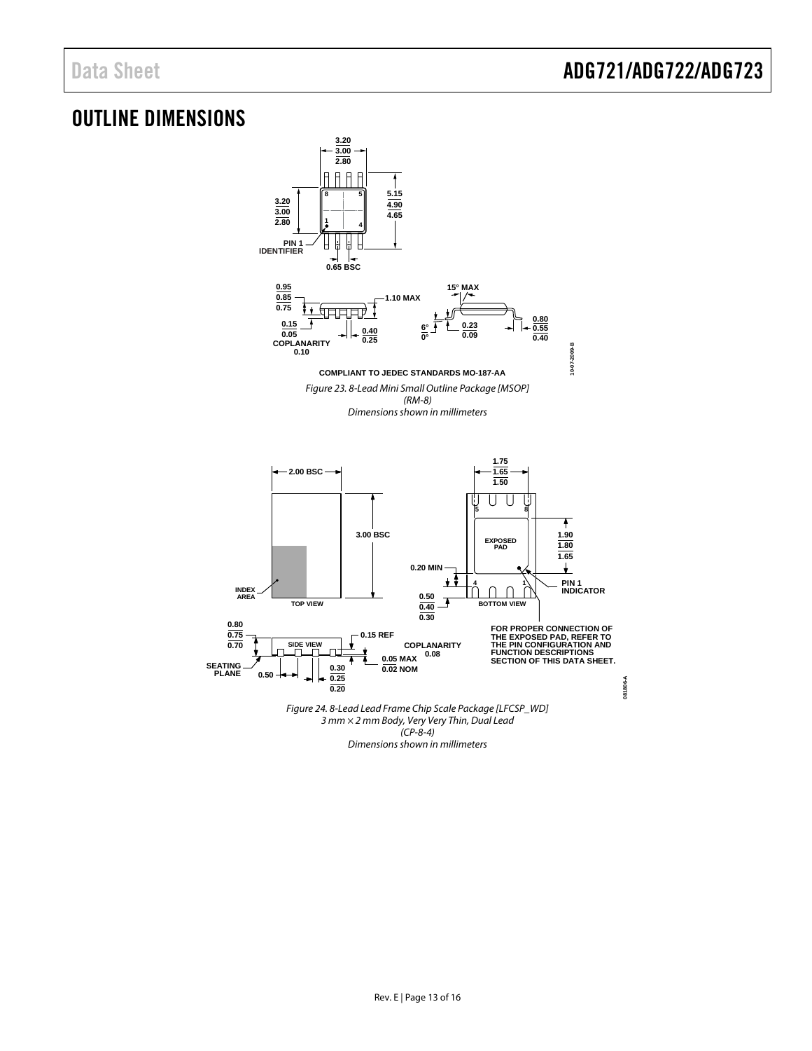## OUTLINE DIMENSIONS

COMPLIANT TO JEDEC STANDARDS MO-187-AA

*Figure 23. 8-Lead Mini Small Outline Package [MSOP] (RM-8) Dimensions shown in millimeters*

FOR PROPER CONNECTION OF THE EXPOSED PAD, REFER TO THE PIN CONFIGURATION AND FUNCTION DESCRIPTIONS SECTION OF THIS DATA SHEET.

*Figure 24. 8-Lead Lead Frame Chip Scale Package [LFCSP_WD] 3 mm × 2 mm Body, Very Very Thin, Dual Lead (CP-8-4) Dimensions shown in millimeters*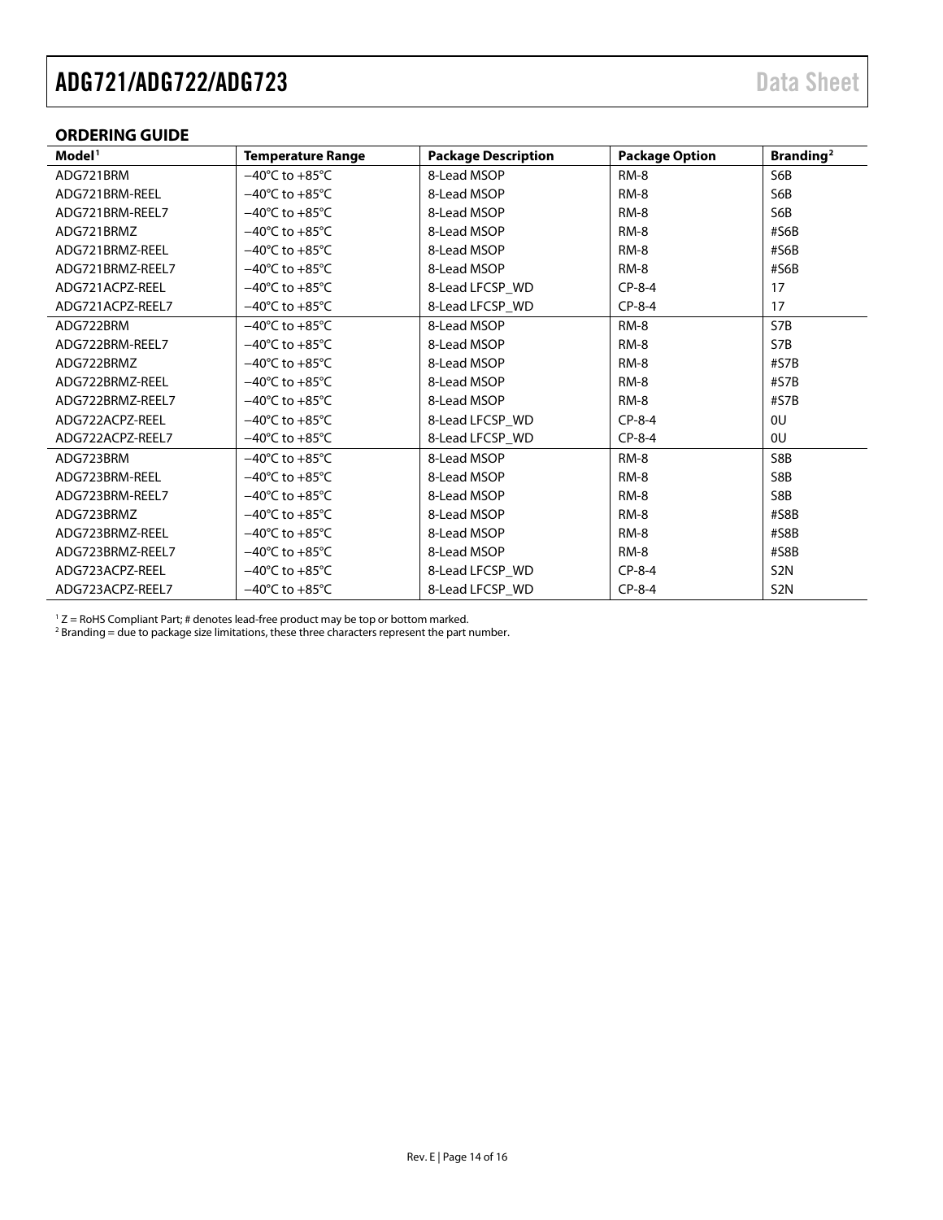## ORDERING GUIDE

| Model[1] | Temperature Range | Package Description | Package Option | Branding[2] |
|---|---|---|---|---|
| ADG721BRM | −40°C to +85°C | 8-Lead MSOP | RM-8 | S6B |
| ADG721BRM-REEL | −40°C to +85°C | 8-Lead MSOP | RM-8 | S6B |
| ADG721BRM-REEL7 | −40°C to +85°C | 8-Lead MSOP | RM-8 | S6B |
| ADG721BRMZ | −40°C to +85°C | 8-Lead MSOP | RM-8 | #S6B |
| ADG721BRMZ-REEL | −40°C to +85°C | 8-Lead MSOP | RM-8 | #S6B |
| ADG721BRMZ-REEL7 | −40°C to +85°C | 8-Lead MSOP | RM-8 | #S6B |
| ADG721ACPZ-REEL | −40°C to +85°C | 8-Lead LFCSP_WD | CP-8-4 | 17 |
| ADG721ACPZ-REEL7 | −40°C to +85°C | 8-Lead LFCSP_WD | CP-8-4 | 17 |
| ADG722BRM | −40°C to +85°C | 8-Lead MSOP | RM-8 | S7B |
| ADG722BRM-REEL7 | −40°C to +85°C | 8-Lead MSOP | RM-8 | S7B |
| ADG722BRMZ | −40°C to +85°C | 8-Lead MSOP | RM-8 | #S7B |
| ADG722BRMZ-REEL | −40°C to +85°C | 8-Lead MSOP | RM-8 | #S7B |
| ADG722BRMZ-REEL7 | −40°C to +85°C | 8-Lead MSOP | RM-8 | #S7B |
| ADG722ACPZ-REEL | −40°C to +85°C | 8-Lead LFCSP_WD | CP-8-4 | 0U |
| ADG722ACPZ-REEL7 | −40°C to +85°C | 8-Lead LFCSP_WD | CP-8-4 | 0U |
| ADG723BRM | −40°C to +85°C | 8-Lead MSOP | RM-8 | S8B |
| ADG723BRM-REEL | −40°C to +85°C | 8-Lead MSOP | RM-8 | S8B |
| ADG723BRM-REEL7 | −40°C to +85°C | 8-Lead MSOP | RM-8 | S8B |
| ADG723BRMZ | −40°C to +85°C | 8-Lead MSOP | RM-8 | #S8B |
| ADG723BRMZ-REEL | −40°C to +85°C | 8-Lead MSOP | RM-8 | #S8B |
| ADG723BRMZ-REEL7 | −40°C to +85°C | 8-Lead MSOP | RM-8 | #S8B |
| ADG723ACPZ-REEL | −40°C to +85°C | 8-Lead LFCSP_WD | CP-8-4 | S2N |
| ADG723ACPZ-REEL7 | −40°C to +85°C | 8-Lead LFCSP_WD | CP-8-4 | S2N |

[1] Z = RoHS Compliant Part; # denotes lead-free product may be top or bottom marked.
[2] Branding = due to package size limitations, these three characters represent the part number.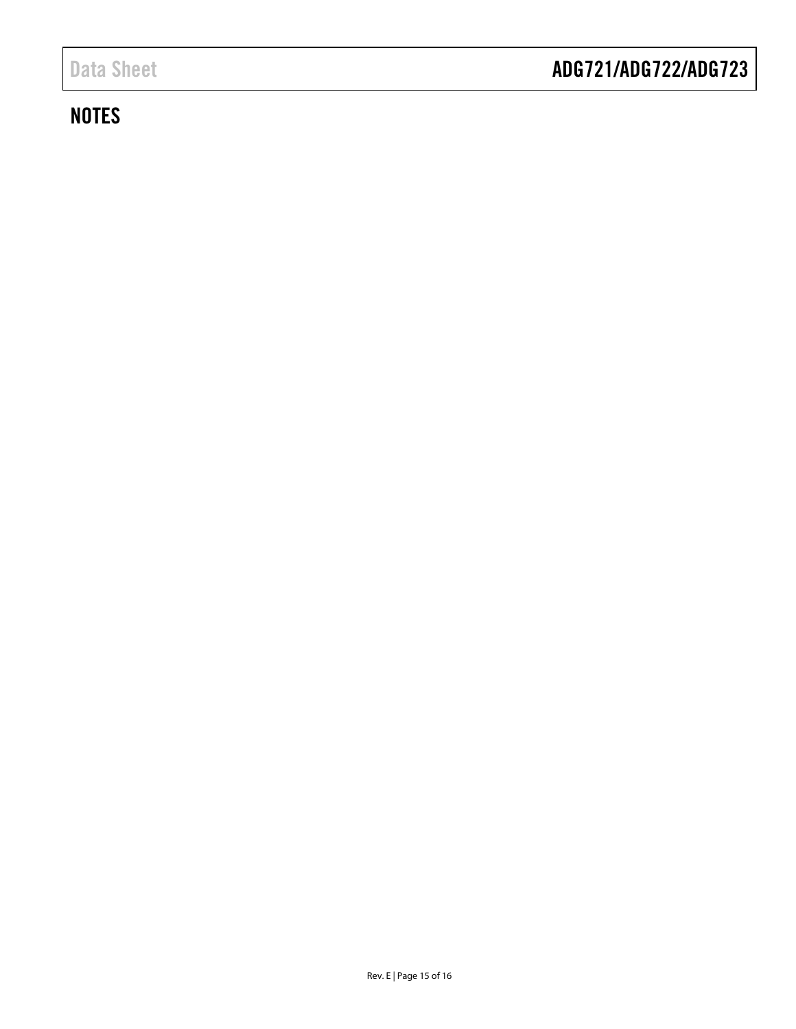## NOTES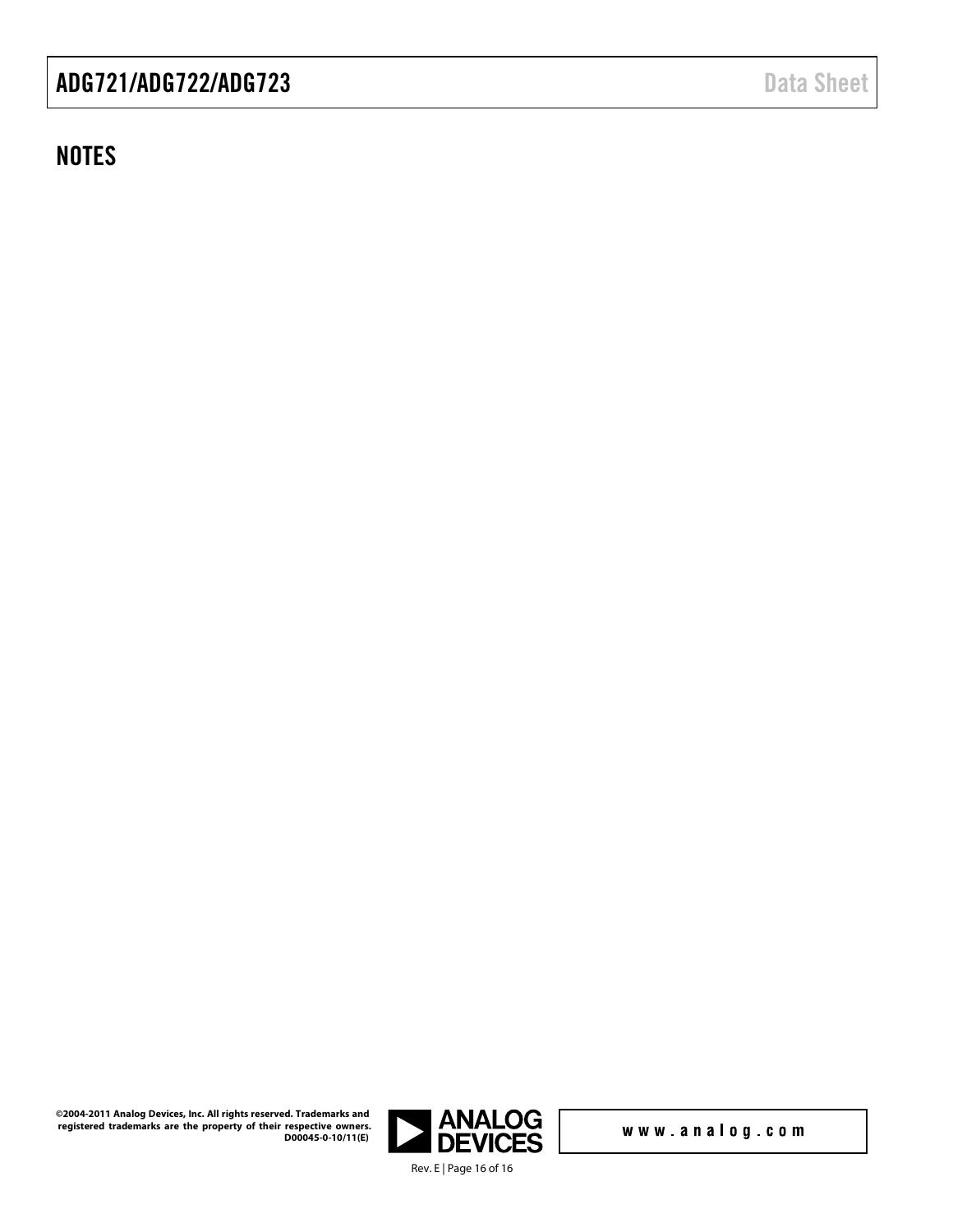## NOTES

©2004-2011 Analog Devices, Inc. All rights reserved. Trademarks and registered trademarks are the property of their respective owners.
D00045-0-10/11(E)

www.analog.com